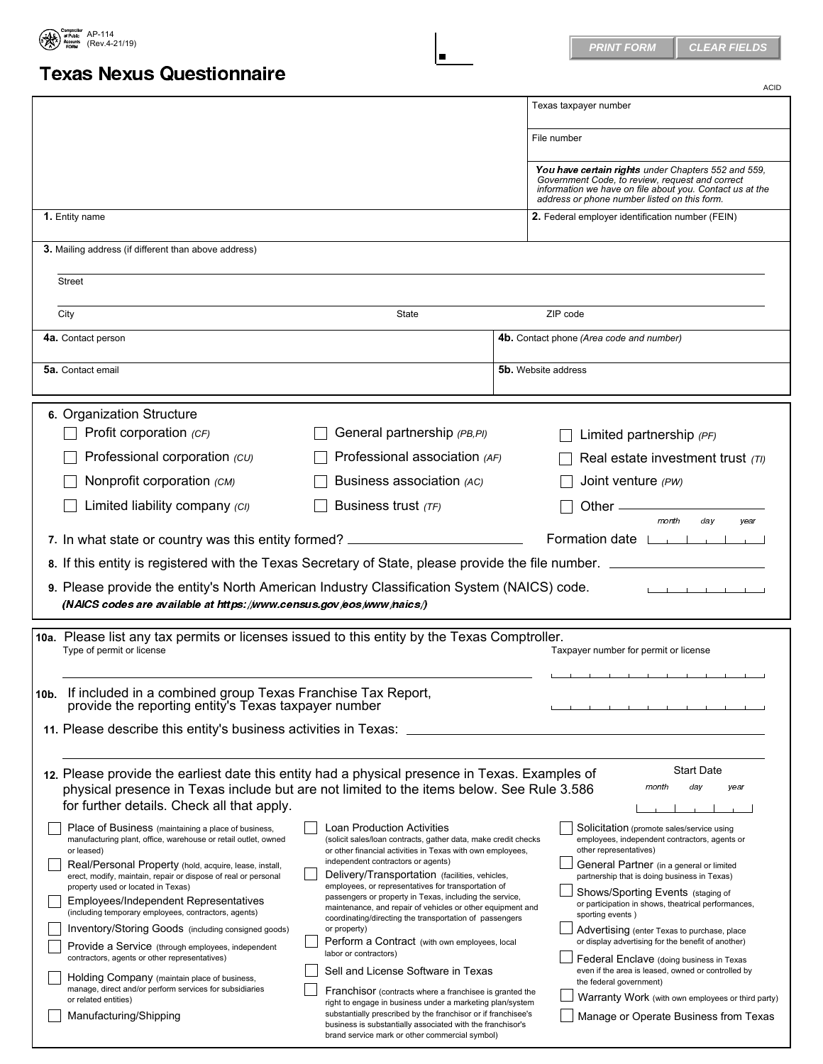AP-114
(Rev.4-21/19)

PRINT FORM | CLEAR FIELDS

# Texas Nexus Questionnaire

ACID

Texas taxpayer number

File number

***You have certain rights*** *under Chapters 552 and 559, Government Code, to review, request and correct information we have on file about you. Contact us at the address or phone number listed on this form.*

**1.** Entity name

**2.** Federal employer identification number (FEIN)

**3.** Mailing address (if different than above address)

Street

City | State | ZIP code

**4a.** Contact person

**4b.** Contact phone *(Area code and number)*

**5a.** Contact email

**5b.** Website address

**6.** Organization Structure

- ☐ Profit corporation *(CF)*
- ☐ Professional corporation *(CU)*
- ☐ Nonprofit corporation *(CM)*
- ☐ Limited liability company *(CI)*
- ☐ General partnership *(PB,PI)*
- ☐ Professional association *(AF)*
- ☐ Business association *(AC)*
- ☐ Business trust *(TF)*
- ☐ Limited partnership *(PF)*
- ☐ Real estate investment trust *(TI)*
- ☐ Joint venture *(PW)*
- ☐ Other ____________

**7.** In what state or country was this entity formed? ____________ Formation date (month day year)

**8.** If this entity is registered with the Texas Secretary of State, please provide the file number. ____________

**9.** Please provide the entity's North American Industry Classification System (NAICS) code.
***(NAICS codes are available at https://www.census.gov/eos/www/naics/)***

**10a.** Please list any tax permits or licenses issued to this entity by the Texas Comptroller.

Type of permit or license | Taxpayer number for permit or license

**10b.** If included in a combined group Texas Franchise Tax Report, provide the reporting entity's Texas taxpayer number

**11.** Please describe this entity's business activities in Texas: ____________

**12.** Please provide the earliest date this entity had a physical presence in Texas. Examples of physical presence in Texas include but are not limited to the items below. See Rule 3.586 for further details. Check all that apply.

Start Date (month day year)

- ☐ Place of Business (maintaining a place of business, manufacturing plant, office, warehouse or retail outlet, owned or leased)
- ☐ Real/Personal Property (hold, acquire, lease, install, erect, modify, maintain, repair or dispose of real or personal property used or located in Texas)
- ☐ Employees/Independent Representatives (including temporary employees, contractors, agents)
- ☐ Inventory/Storing Goods (including consigned goods)
- ☐ Provide a Service (through employees, independent contractors, agents or other representatives)
- ☐ Holding Company (maintain place of business, manage, direct and/or perform services for subsidiaries or related entities)
- ☐ Manufacturing/Shipping
- ☐ Loan Production Activities (solicit sales/loan contracts, gather data, make credit checks or other financial activities in Texas with own employees, independent contractors or agents)
- ☐ Delivery/Transportation (facilities, vehicles, employees, or representatives for transportation of passengers or property in Texas, including the service, maintenance, and repair of vehicles or other equipment and coordinating/directing the transportation of passengers or property)
- ☐ Perform a Contract (with own employees, local labor or contractors)
- ☐ Sell and License Software in Texas
- ☐ Franchisor (contracts where a franchisee is granted the right to engage in business under a marketing plan/system substantially prescribed by the franchisor or if franchisee's business is substantially associated with the franchisor's brand service mark or other commercial symbol)
- ☐ Solicitation (promote sales/service using employees, independent contractors, agents or other representatives)
- ☐ General Partner (in a general or limited partnership that is doing business in Texas)
- ☐ Shows/Sporting Events (staging of or participation in shows, theatrical performances, sporting events )
- ☐ Advertising (enter Texas to purchase, place or display advertising for the benefit of another)
- ☐ Federal Enclave (doing business in Texas even if the area is leased, owned or controlled by the federal government)
- ☐ Warranty Work (with own employees or third party)
- ☐ Manage or Operate Business from Texas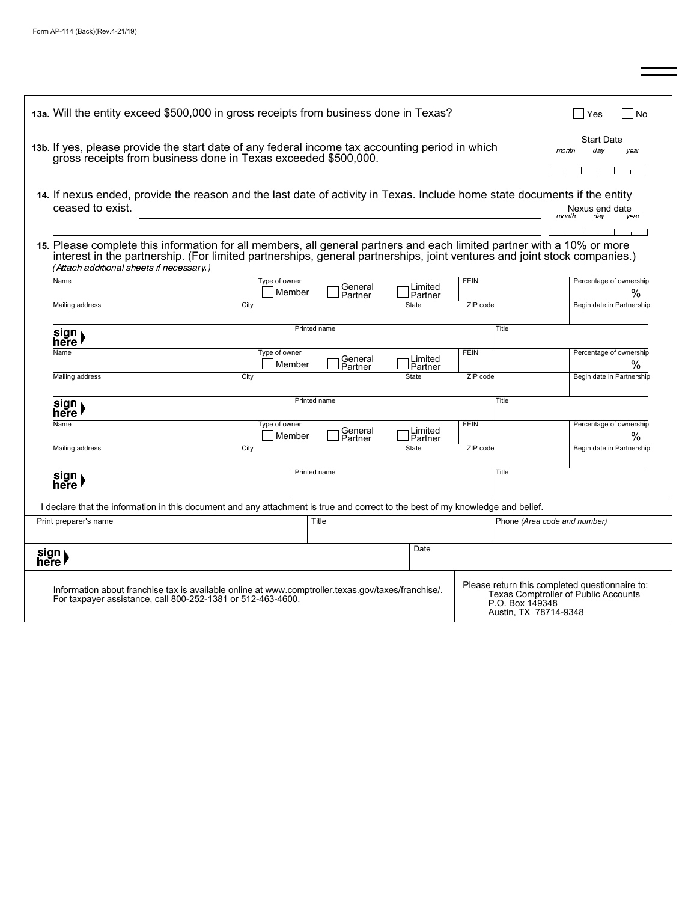Form AP-114 (Back)(Rev.4-21/19)

**13a.** Will the entity exceed $500,000 in gross receipts from business done in Texas? ☐ Yes ☐ No

**13b.** If yes, please provide the start date of any federal income tax accounting period in which gross receipts from business done in Texas exceeded $500,000.

Start Date: month / day / year

**14.** If nexus ended, provide the reason and the last date of activity in Texas. Include home state documents if the entity ceased to exist.

Nexus end date: month / day / year

**15.** Please complete this information for all members, all general partners and each limited partner with a 10% or more interest in the partnership. (For limited partnerships, general partnerships, joint ventures and joint stock companies.)
*(Attach additional sheets if necessary.)*

| Name | Type of owner | FEIN | Percentage of ownership |
|---|---|---|---|
| | ☐ Member ☐ General Partner ☐ Limited Partner | | % |

| Mailing address | City | State | ZIP code | Begin date in Partnership |
|---|---|---|---|---|
| | | | | |

| sign here | Printed name | Title |
|---|---|---|
| | | |

| Name | Type of owner | FEIN | Percentage of ownership |
|---|---|---|---|
| | ☐ Member ☐ General Partner ☐ Limited Partner | | % |

| Mailing address | City | State | ZIP code | Begin date in Partnership |
|---|---|---|---|---|
| | | | | |

| sign here | Printed name | Title |
|---|---|---|
| | | |

| Name | Type of owner | FEIN | Percentage of ownership |
|---|---|---|---|
| | ☐ Member ☐ General Partner ☐ Limited Partner | | % |

| Mailing address | City | State | ZIP code | Begin date in Partnership |
|---|---|---|---|---|
| | | | | |

| sign here | Printed name | Title |
|---|---|---|
| | | |

I declare that the information in this document and any attachment is true and correct to the best of my knowledge and belief.

| Print preparer's name | Title | Phone *(Area code and number)* |
|---|---|---|
| | | |

| sign here | Date |
|---|---|
| | |

Information about franchise tax is available online at www.comptroller.texas.gov/taxes/franchise/. For taxpayer assistance, call 800-252-1381 or 512-463-4600.

Please return this completed questionnaire to:
Texas Comptroller of Public Accounts
P.O. Box 149348
Austin, TX 78714-9348